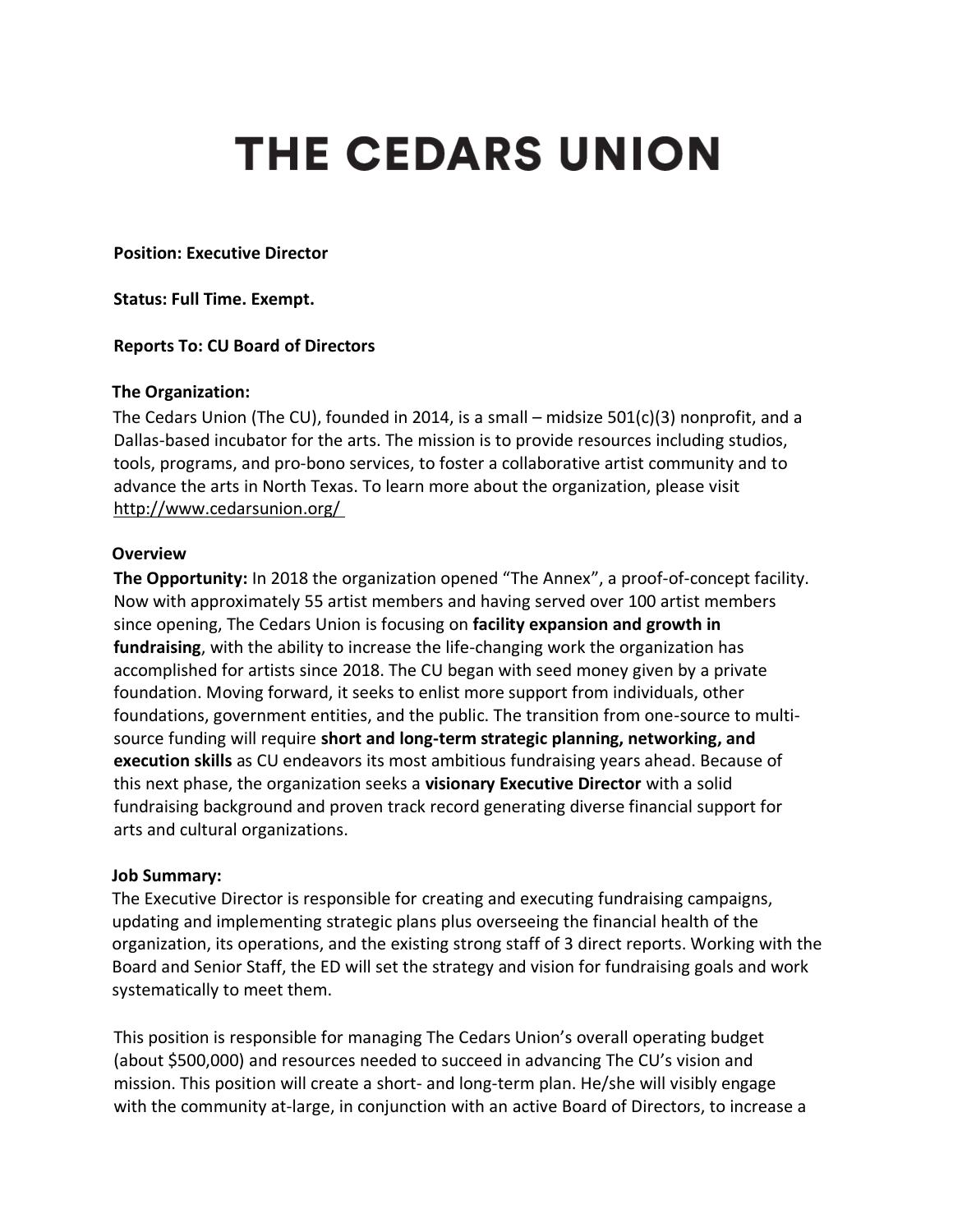# THE CEDARS UNION

**Position: Executive Director**

**Status: Full Time. Exempt.**

**Reports To: CU Board of Directors**

**The Organization:**

The Cedars Union (The CU), founded in 2014, is a small – midsize 501(c)(3) nonprofit, and a Dallas-based incubator for the arts. The mission is to provide resources including studios, tools, programs, and pro-bono services, to foster a collaborative artist community and to advance the arts in North Texas. To learn more about the organization, please visit http://www.cedarsunion.org/

**Overview**

**The Opportunity:** In 2018 the organization opened "The Annex", a proof-of-concept facility. Now with approximately 55 artist members and having served over 100 artist members since opening, The Cedars Union is focusing on **facility expansion and growth in fundraising**, with the ability to increase the life-changing work the organization has accomplished for artists since 2018. The CU began with seed money given by a private foundation. Moving forward, it seeks to enlist more support from individuals, other foundations, government entities, and the public. The transition from one-source to multi-source funding will require **short and long-term strategic planning, networking, and execution skills** as CU endeavors its most ambitious fundraising years ahead. Because of this next phase, the organization seeks a **visionary Executive Director** with a solid fundraising background and proven track record generating diverse financial support for arts and cultural organizations.

**Job Summary:**

The Executive Director is responsible for creating and executing fundraising campaigns, updating and implementing strategic plans plus overseeing the financial health of the organization, its operations, and the existing strong staff of 3 direct reports. Working with the Board and Senior Staff, the ED will set the strategy and vision for fundraising goals and work systematically to meet them.

This position is responsible for managing The Cedars Union's overall operating budget (about $500,000) and resources needed to succeed in advancing The CU's vision and mission. This position will create a short- and long-term plan. He/she will visibly engage with the community at-large, in conjunction with an active Board of Directors, to increase a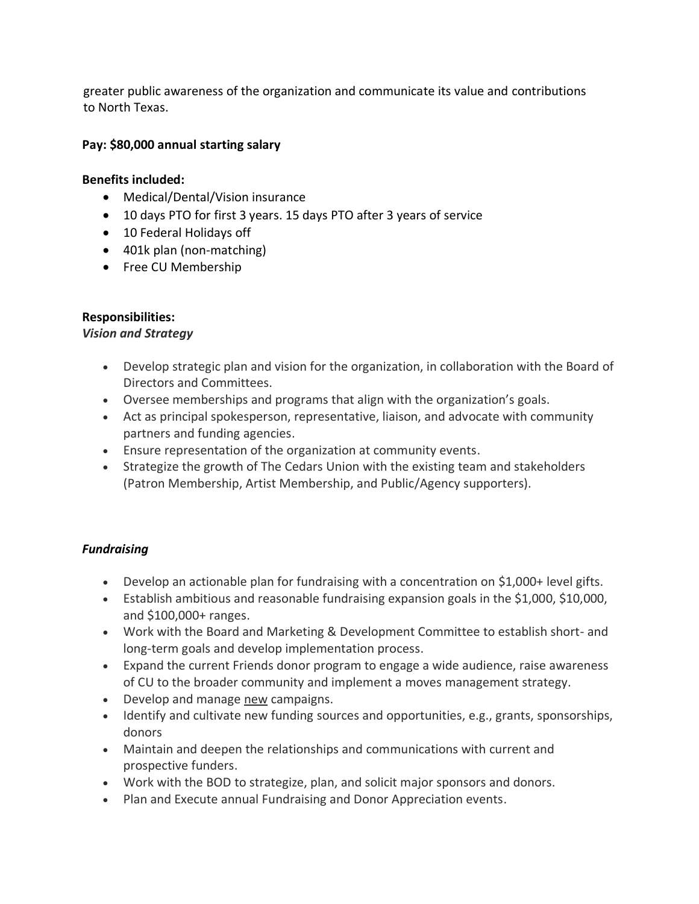greater public awareness of the organization and communicate its value and contributions to North Texas.

**Pay: $80,000 annual starting salary**

**Benefits included:**

- Medical/Dental/Vision insurance
- 10 days PTO for first 3 years. 15 days PTO after 3 years of service
- 10 Federal Holidays off
- 401k plan (non-matching)
- Free CU Membership

**Responsibilities:**

***Vision and Strategy***

- Develop strategic plan and vision for the organization, in collaboration with the Board of Directors and Committees.
- Oversee memberships and programs that align with the organization's goals.
- Act as principal spokesperson, representative, liaison, and advocate with community partners and funding agencies.
- Ensure representation of the organization at community events.
- Strategize the growth of The Cedars Union with the existing team and stakeholders (Patron Membership, Artist Membership, and Public/Agency supporters).

***Fundraising***

- Develop an actionable plan for fundraising with a concentration on $1,000+ level gifts.
- Establish ambitious and reasonable fundraising expansion goals in the $1,000, $10,000, and $100,000+ ranges.
- Work with the Board and Marketing & Development Committee to establish short- and long-term goals and develop implementation process.
- Expand the current Friends donor program to engage a wide audience, raise awareness of CU to the broader community and implement a moves management strategy.
- Develop and manage <u>new</u> campaigns.
- Identify and cultivate new funding sources and opportunities, e.g., grants, sponsorships, donors
- Maintain and deepen the relationships and communications with current and prospective funders.
- Work with the BOD to strategize, plan, and solicit major sponsors and donors.
- Plan and Execute annual Fundraising and Donor Appreciation events.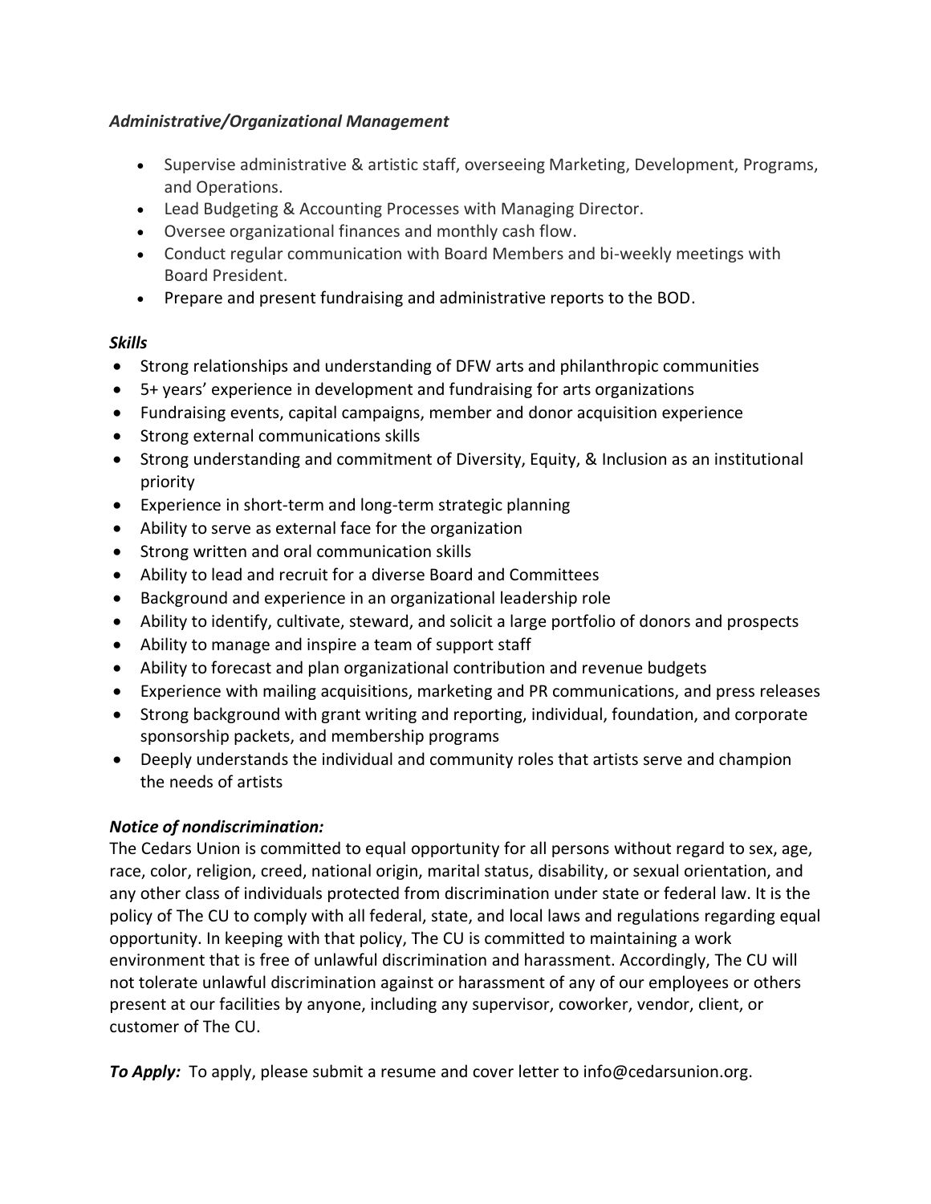***Administrative/Organizational Management***

- Supervise administrative & artistic staff, overseeing Marketing, Development, Programs, and Operations.
- Lead Budgeting & Accounting Processes with Managing Director.
- Oversee organizational finances and monthly cash flow.
- Conduct regular communication with Board Members and bi-weekly meetings with Board President.
- Prepare and present fundraising and administrative reports to the BOD.

***Skills***

- Strong relationships and understanding of DFW arts and philanthropic communities
- 5+ years' experience in development and fundraising for arts organizations
- Fundraising events, capital campaigns, member and donor acquisition experience
- Strong external communications skills
- Strong understanding and commitment of Diversity, Equity, & Inclusion as an institutional priority
- Experience in short-term and long-term strategic planning
- Ability to serve as external face for the organization
- Strong written and oral communication skills
- Ability to lead and recruit for a diverse Board and Committees
- Background and experience in an organizational leadership role
- Ability to identify, cultivate, steward, and solicit a large portfolio of donors and prospects
- Ability to manage and inspire a team of support staff
- Ability to forecast and plan organizational contribution and revenue budgets
- Experience with mailing acquisitions, marketing and PR communications, and press releases
- Strong background with grant writing and reporting, individual, foundation, and corporate sponsorship packets, and membership programs
- Deeply understands the individual and community roles that artists serve and champion the needs of artists

***Notice of nondiscrimination:***

The Cedars Union is committed to equal opportunity for all persons without regard to sex, age, race, color, religion, creed, national origin, marital status, disability, or sexual orientation, and any other class of individuals protected from discrimination under state or federal law. It is the policy of The CU to comply with all federal, state, and local laws and regulations regarding equal opportunity. In keeping with that policy, The CU is committed to maintaining a work environment that is free of unlawful discrimination and harassment. Accordingly, The CU will not tolerate unlawful discrimination against or harassment of any of our employees or others present at our facilities by anyone, including any supervisor, coworker, vendor, client, or customer of The CU.

***To Apply:*** To apply, please submit a resume and cover letter to info@cedarsunion.org.